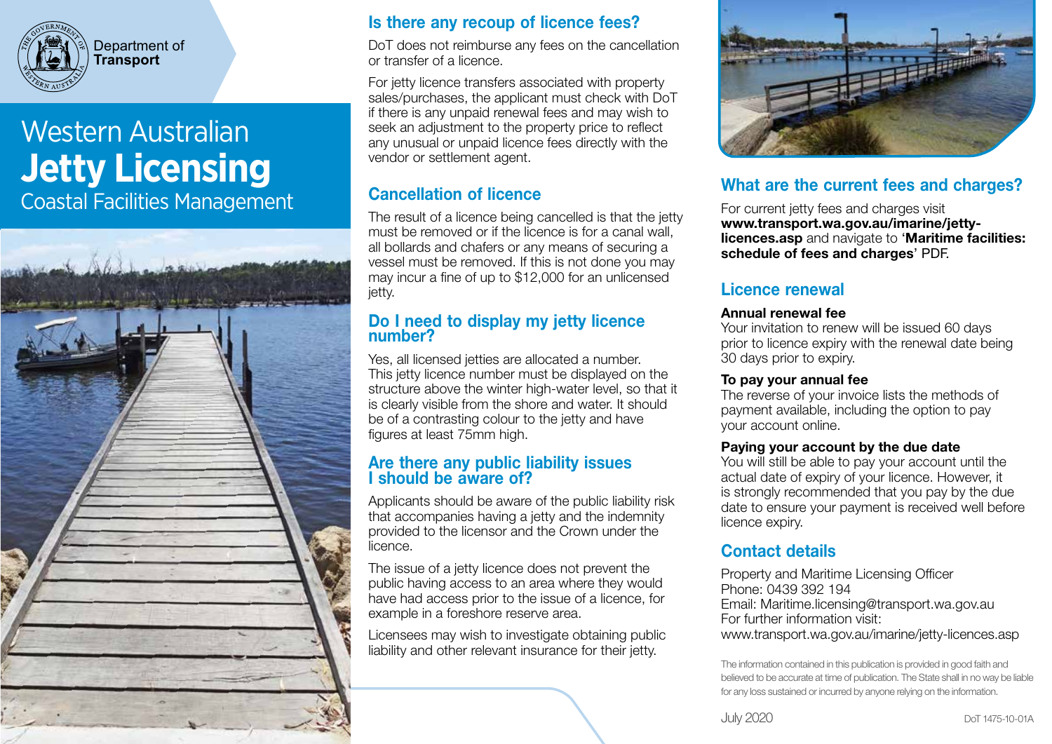Department of **Transport**

# Western Australian **Jetty Licensing**

Coastal Facilities Management

## Is there any recoup of licence fees?

DoT does not reimburse any fees on the cancellation or transfer of a licence.

For jetty licence transfers associated with property sales/purchases, the applicant must check with DoT if there is any unpaid renewal fees and may wish to seek an adjustment to the property price to reflect any unusual or unpaid licence fees directly with the vendor or settlement agent.

## Cancellation of licence

The result of a licence being cancelled is that the jetty must be removed or if the licence is for a canal wall, all bollards and chafers or any means of securing a vessel must be removed. If this is not done you may may incur a fine of up to $12,000 for an unlicensed jetty.

## Do I need to display my jetty licence number?

Yes, all licensed jetties are allocated a number. This jetty licence number must be displayed on the structure above the winter high-water level, so that it is clearly visible from the shore and water. It should be of a contrasting colour to the jetty and have figures at least 75mm high.

## Are there any public liability issues I should be aware of?

Applicants should be aware of the public liability risk that accompanies having a jetty and the indemnity provided to the licensor and the Crown under the licence.

The issue of a jetty licence does not prevent the public having access to an area where they would have had access prior to the issue of a licence, for example in a foreshore reserve area.

Licensees may wish to investigate obtaining public liability and other relevant insurance for their jetty.

## What are the current fees and charges?

For current jetty fees and charges visit **www.transport.wa.gov.au/imarine/jetty-licences.asp** and navigate to '**Maritime facilities: schedule of fees and charges**' PDF.

## Licence renewal

**Annual renewal fee**

Your invitation to renew will be issued 60 days prior to licence expiry with the renewal date being 30 days prior to expiry.

**To pay your annual fee**

The reverse of your invoice lists the methods of payment available, including the option to pay your account online.

**Paying your account by the due date**

You will still be able to pay your account until the actual date of expiry of your licence. However, it is strongly recommended that you pay by the due date to ensure your payment is received well before licence expiry.

## Contact details

Property and Maritime Licensing Officer
Phone: 0439 392 194
Email: Maritime.licensing@transport.wa.gov.au
For further information visit:
www.transport.wa.gov.au/imarine/jetty-licences.asp

The information contained in this publication is provided in good faith and believed to be accurate at time of publication. The State shall in no way be liable for any loss sustained or incurred by anyone relying on the information.

July 2020

DoT 1475-10-01A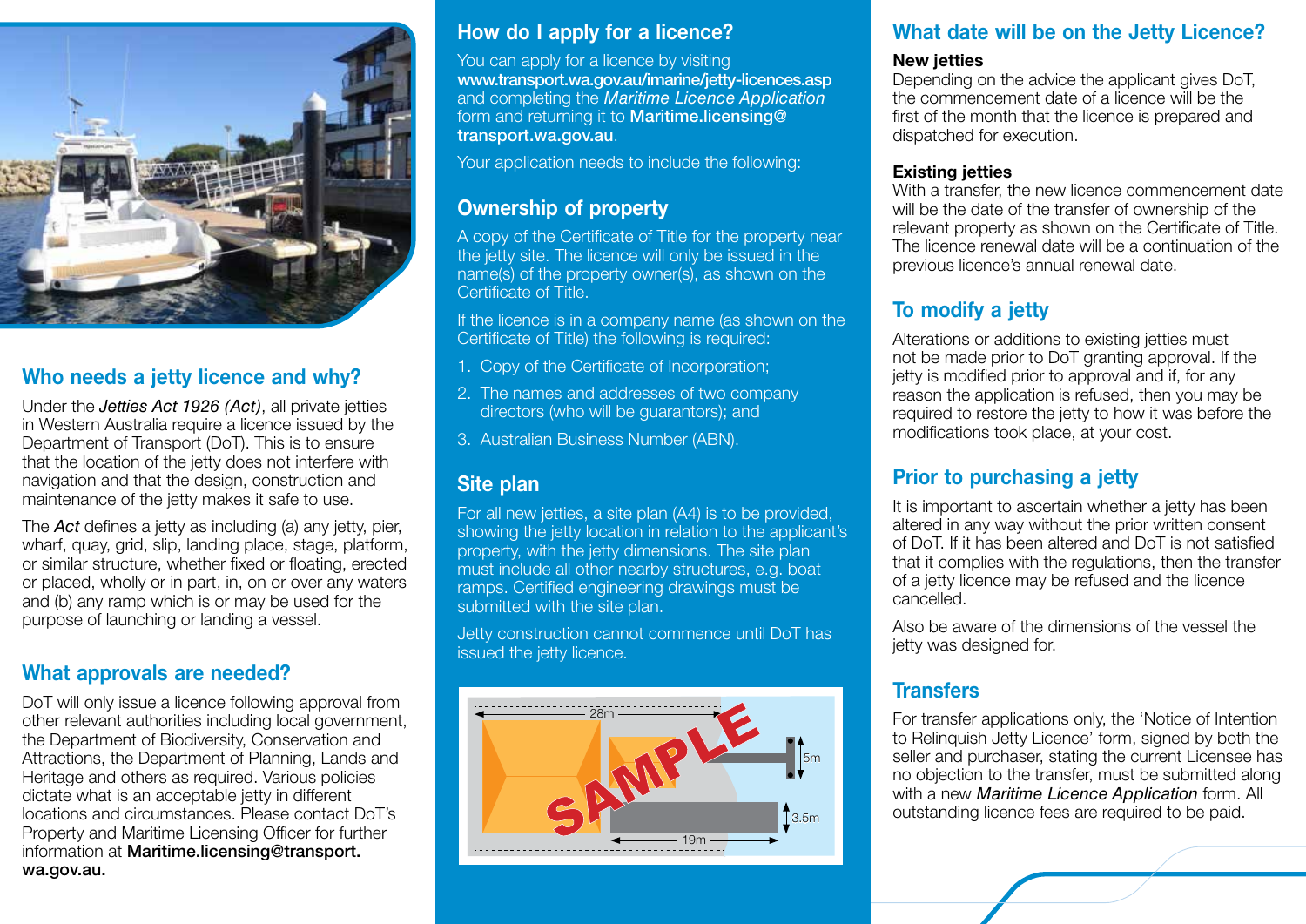## Who needs a jetty licence and why?

Under the *Jetties Act 1926 (Act)*, all private jetties in Western Australia require a licence issued by the Department of Transport (DoT). This is to ensure that the location of the jetty does not interfere with navigation and that the design, construction and maintenance of the jetty makes it safe to use.

The *Act* defines a jetty as including (a) any jetty, pier, wharf, quay, grid, slip, landing place, stage, platform, or similar structure, whether fixed or floating, erected or placed, wholly or in part, in, on or over any waters and (b) any ramp which is or may be used for the purpose of launching or landing a vessel.

## What approvals are needed?

DoT will only issue a licence following approval from other relevant authorities including local government, the Department of Biodiversity, Conservation and Attractions, the Department of Planning, Lands and Heritage and others as required. Various policies dictate what is an acceptable jetty in different locations and circumstances. Please contact DoT's Property and Maritime Licensing Officer for further information at **Maritime.licensing@transport.wa.gov.au.**

## How do I apply for a licence?

You can apply for a licence by visiting **www.transport.wa.gov.au/imarine/jetty-licences.asp** and completing the *Maritime Licence Application* form and returning it to **Maritime.licensing@transport.wa.gov.au**.

Your application needs to include the following:

## Ownership of property

A copy of the Certificate of Title for the property near the jetty site. The licence will only be issued in the name(s) of the property owner(s), as shown on the Certificate of Title.

If the licence is in a company name (as shown on the Certificate of Title) the following is required:

1. Copy of the Certificate of Incorporation;
2. The names and addresses of two company directors (who will be guarantors); and
3. Australian Business Number (ABN).

## Site plan

For all new jetties, a site plan (A4) is to be provided, showing the jetty location in relation to the applicant's property, with the jetty dimensions. The site plan must include all other nearby structures, e.g. boat ramps. Certified engineering drawings must be submitted with the site plan.

Jetty construction cannot commence until DoT has issued the jetty licence.

28m
SAMPLE
5m
3.5m
19m

## What date will be on the Jetty Licence?

**New jetties**
Depending on the advice the applicant gives DoT, the commencement date of a licence will be the first of the month that the licence is prepared and dispatched for execution.

**Existing jetties**
With a transfer, the new licence commencement date will be the date of the transfer of ownership of the relevant property as shown on the Certificate of Title. The licence renewal date will be a continuation of the previous licence's annual renewal date.

## To modify a jetty

Alterations or additions to existing jetties must not be made prior to DoT granting approval. If the jetty is modified prior to approval and if, for any reason the application is refused, then you may be required to restore the jetty to how it was before the modifications took place, at your cost.

## Prior to purchasing a jetty

It is important to ascertain whether a jetty has been altered in any way without the prior written consent of DoT. If it has been altered and DoT is not satisfied that it complies with the regulations, then the transfer of a jetty licence may be refused and the licence cancelled.

Also be aware of the dimensions of the vessel the jetty was designed for.

## Transfers

For transfer applications only, the 'Notice of Intention to Relinquish Jetty Licence' form, signed by both the seller and purchaser, stating the current Licensee has no objection to the transfer, must be submitted along with a new *Maritime Licence Application* form. All outstanding licence fees are required to be paid.